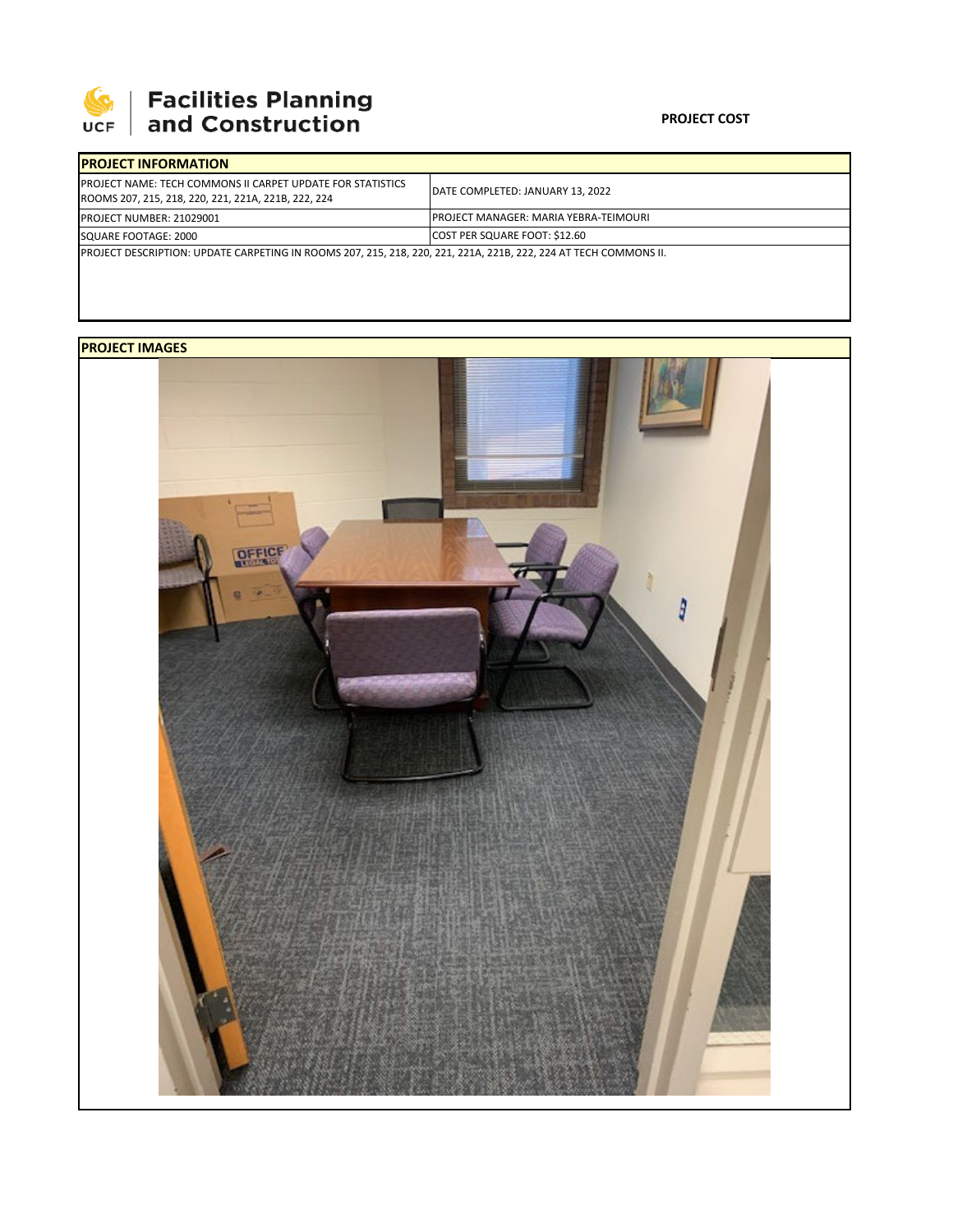Facilities Planning and Construction

**PROJECT COST**

| PROJECT INFORMATION | |
|---|---|
| PROJECT NAME: TECH COMMONS II CARPET UPDATE FOR STATISTICS ROOMS 207, 215, 218, 220, 221, 221A, 221B, 222, 224 | DATE COMPLETED: JANUARY 13, 2022 |
| PROJECT NUMBER: 21029001 | PROJECT MANAGER: MARIA YEBRA-TEIMOURI |
| SQUARE FOOTAGE: 2000 | COST PER SQUARE FOOT: $12.60 |
| PROJECT DESCRIPTION: UPDATE CARPETING IN ROOMS 207, 215, 218, 220, 221, 221A, 221B, 222, 224 AT TECH COMMONS II. | |

**PROJECT IMAGES**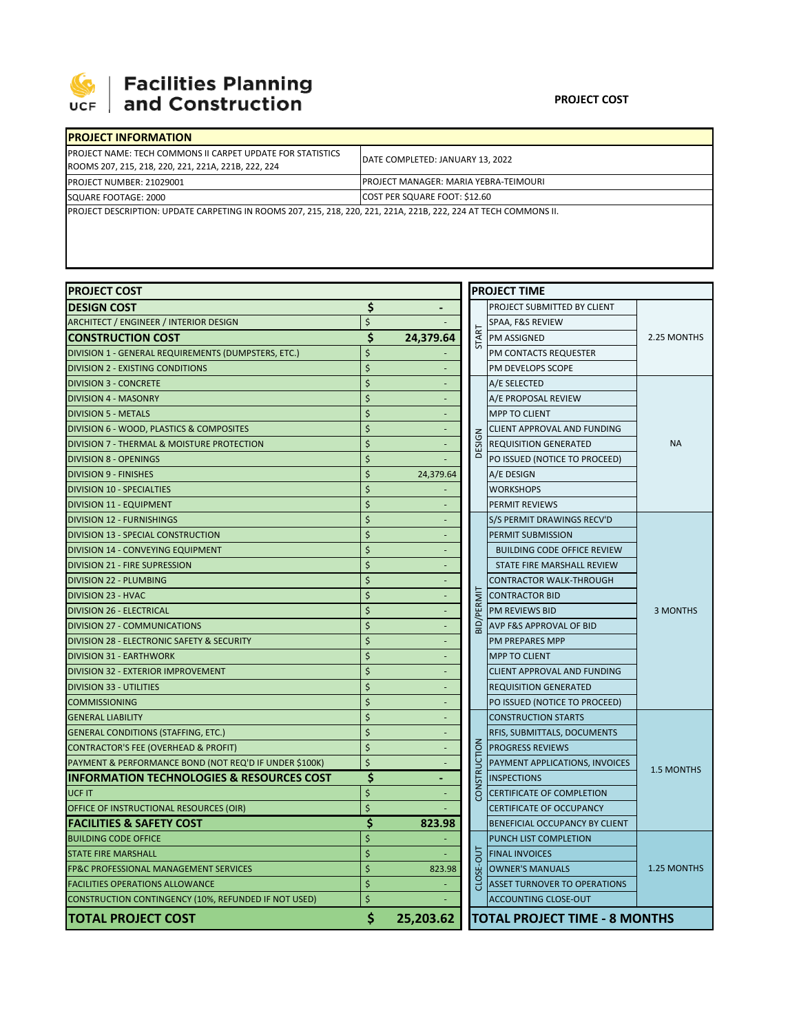Facilities Planning and Construction

**PROJECT COST**

| PROJECT INFORMATION | |
|---|---|
| PROJECT NAME: TECH COMMONS II CARPET UPDATE FOR STATISTICS ROOMS 207, 215, 218, 220, 221, 221A, 221B, 222, 224 | DATE COMPLETED: JANUARY 13, 2022 |
| PROJECT NUMBER: 21029001 | PROJECT MANAGER: MARIA YEBRA-TEIMOURI |
| SQUARE FOOTAGE: 2000 | COST PER SQUARE FOOT: $12.60 |
| PROJECT DESCRIPTION: UPDATE CARPETING IN ROOMS 207, 215, 218, 220, 221, 221A, 221B, 222, 224 AT TECH COMMONS II. | |

| PROJECT COST | | |
|---|---|---|
| **DESIGN COST** | **$** | **-** |
| ARCHITECT / ENGINEER / INTERIOR DESIGN | $ | - |
| **CONSTRUCTION COST** | **$** | **24,379.64** |
| DIVISION 1 - GENERAL REQUIREMENTS (DUMPSTERS, ETC.) | $ | - |
| DIVISION 2 - EXISTING CONDITIONS | $ | - |
| DIVISION 3 - CONCRETE | $ | - |
| DIVISION 4 - MASONRY | $ | - |
| DIVISION 5 - METALS | $ | - |
| DIVISION 6 - WOOD, PLASTICS & COMPOSITES | $ | - |
| DIVISION 7 - THERMAL & MOISTURE PROTECTION | $ | - |
| DIVISION 8 - OPENINGS | $ | - |
| DIVISION 9 - FINISHES | $ | 24,379.64 |
| DIVISION 10 - SPECIALTIES | $ | - |
| DIVISION 11 - EQUIPMENT | $ | - |
| DIVISION 12 - FURNISHINGS | $ | - |
| DIVISION 13 - SPECIAL CONSTRUCTION | $ | - |
| DIVISION 14 - CONVEYING EQUIPMENT | $ | - |
| DIVISION 21 - FIRE SUPRESSION | $ | - |
| DIVISION 22 - PLUMBING | $ | - |
| DIVISION 23 - HVAC | $ | - |
| DIVISION 26 - ELECTRICAL | $ | - |
| DIVISION 27 - COMMUNICATIONS | $ | - |
| DIVISION 28 - ELECTRONIC SAFETY & SECURITY | $ | - |
| DIVISION 31 - EARTHWORK | $ | - |
| DIVISION 32 - EXTERIOR IMPROVEMENT | $ | - |
| DIVISION 33 - UTILITIES | $ | - |
| COMMISSIONING | $ | - |
| GENERAL LIABILITY | $ | - |
| GENERAL CONDITIONS (STAFFING, ETC.) | $ | - |
| CONTRACTOR'S FEE (OVERHEAD & PROFIT) | $ | - |
| PAYMENT & PERFORMANCE BOND (NOT REQ'D IF UNDER $100K) | $ | - |
| **INFORMATION TECHNOLOGIES & RESOURCES COST** | **$** | **-** |
| UCF IT | $ | - |
| OFFICE OF INSTRUCTIONAL RESOURCES (OIR) | $ | - |
| **FACILITIES & SAFETY COST** | **$** | **823.98** |
| BUILDING CODE OFFICE | $ | - |
| STATE FIRE MARSHALL | $ | - |
| FP&C PROFESSIONAL MANAGEMENT SERVICES | $ | 823.98 |
| FACILITIES OPERATIONS ALLOWANCE | $ | - |
| CONSTRUCTION CONTINGENCY (10%, REFUNDED IF NOT USED) | $ | - |
| **TOTAL PROJECT COST** | **$** | **25,203.62** |

| PROJECT TIME | | |
|---|---|---|
| START | PROJECT SUBMITTED BY CLIENT | 2.25 MONTHS |
| | SPAA, F&S REVIEW | |
| | PM ASSIGNED | |
| | PM CONTACTS REQUESTER | |
| | PM DEVELOPS SCOPE | |
| DESIGN | A/E SELECTED | NA |
| | A/E PROPOSAL REVIEW | |
| | MPP TO CLIENT | |
| | CLIENT APPROVAL AND FUNDING | |
| | REQUISITION GENERATED | |
| | PO ISSUED (NOTICE TO PROCEED) | |
| | A/E DESIGN | |
| | WORKSHOPS | |
| | PERMIT REVIEWS | |
| BID/PERMIT | S/S PERMIT DRAWINGS RECV'D | 3 MONTHS |
| | PERMIT SUBMISSION | |
| | BUILDING CODE OFFICE REVIEW | |
| | STATE FIRE MARSHALL REVIEW | |
| | CONTRACTOR WALK-THROUGH | |
| | CONTRACTOR BID | |
| | PM REVIEWS BID | |
| | AVP F&S APPROVAL OF BID | |
| | PM PREPARES MPP | |
| | MPP TO CLIENT | |
| | CLIENT APPROVAL AND FUNDING | |
| | REQUISITION GENERATED | |
| | PO ISSUED (NOTICE TO PROCEED) | |
| CONSTRUCTION | CONSTRUCTION STARTS | 1.5 MONTHS |
| | RFIS, SUBMITTALS, DOCUMENTS | |
| | PROGRESS REVIEWS | |
| | PAYMENT APPLICATIONS, INVOICES | |
| | INSPECTIONS | |
| | CERTIFICATE OF COMPLETION | |
| | CERTIFICATE OF OCCUPANCY | |
| | BENEFICIAL OCCUPANCY BY CLIENT | |
| CLOSE-OUT | PUNCH LIST COMPLETION | 1.25 MONTHS |
| | FINAL INVOICES | |
| | OWNER'S MANUALS | |
| | ASSET TURNOVER TO OPERATIONS | |
| | ACCOUNTING CLOSE-OUT | |
| **TOTAL PROJECT TIME - 8 MONTHS** | | |